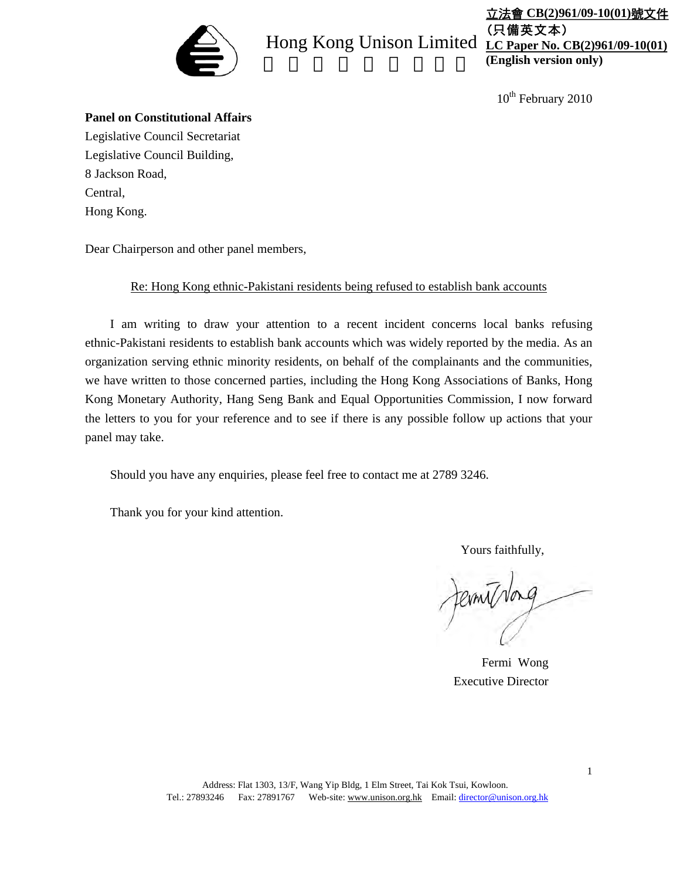立法會 CB(2)961/09-10(01)號文件
（只備英文本）
LC Paper No. CB(2)961/09-10(01)
(English version only)

Hong Kong Unison Limited

10th February 2010

**Panel on Constitutional Affairs**
Legislative Council Secretariat
Legislative Council Building,
8 Jackson Road,
Central,
Hong Kong.

Dear Chairperson and other panel members,

Re: Hong Kong ethnic-Pakistani residents being refused to establish bank accounts

I am writing to draw your attention to a recent incident concerns local banks refusing ethnic-Pakistani residents to establish bank accounts which was widely reported by the media. As an organization serving ethnic minority residents, on behalf of the complainants and the communities, we have written to those concerned parties, including the Hong Kong Associations of Banks, Hong Kong Monetary Authority, Hang Seng Bank and Equal Opportunities Commission, I now forward the letters to you for your reference and to see if there is any possible follow up actions that your panel may take.

Should you have any enquiries, please feel free to contact me at 2789 3246.

Thank you for your kind attention.

Yours faithfully,

Fermi Wong
Executive Director

Address: Flat 1303, 13/F, Wang Yip Bldg, 1 Elm Street, Tai Kok Tsui, Kowloon.
Tel.: 27893246 Fax: 27891767 Web-site: www.unison.org.hk Email: director@unison.org.hk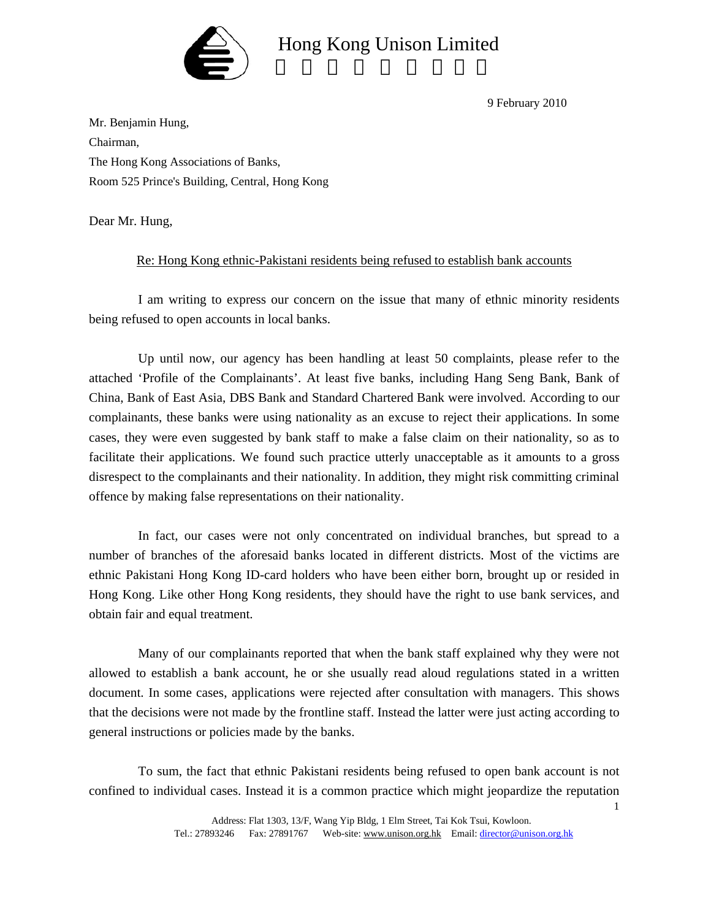# Hong Kong Unison Limited

9 February 2010

Mr. Benjamin Hung,

Chairman,

The Hong Kong Associations of Banks,

Room 525 Prince's Building, Central, Hong Kong

Dear Mr. Hung,

Re: Hong Kong ethnic-Pakistani residents being refused to establish bank accounts

I am writing to express our concern on the issue that many of ethnic minority residents being refused to open accounts in local banks.

Up until now, our agency has been handling at least 50 complaints, please refer to the attached 'Profile of the Complainants'. At least five banks, including Hang Seng Bank, Bank of China, Bank of East Asia, DBS Bank and Standard Chartered Bank were involved. According to our complainants, these banks were using nationality as an excuse to reject their applications. In some cases, they were even suggested by bank staff to make a false claim on their nationality, so as to facilitate their applications. We found such practice utterly unacceptable as it amounts to a gross disrespect to the complainants and their nationality. In addition, they might risk committing criminal offence by making false representations on their nationality.

In fact, our cases were not only concentrated on individual branches, but spread to a number of branches of the aforesaid banks located in different districts. Most of the victims are ethnic Pakistani Hong Kong ID-card holders who have been either born, brought up or resided in Hong Kong. Like other Hong Kong residents, they should have the right to use bank services, and obtain fair and equal treatment.

Many of our complainants reported that when the bank staff explained why they were not allowed to establish a bank account, he or she usually read aloud regulations stated in a written document. In some cases, applications were rejected after consultation with managers. This shows that the decisions were not made by the frontline staff. Instead the latter were just acting according to general instructions or policies made by the banks.

To sum, the fact that ethnic Pakistani residents being refused to open bank account is not confined to individual cases. Instead it is a common practice which might jeopardize the reputation

Address: Flat 1303, 13/F, Wang Yip Bldg, 1 Elm Street, Tai Kok Tsui, Kowloon.
Tel.: 27893246 Fax: 27891767 Web-site: www.unison.org.hk Email: director@unison.org.hk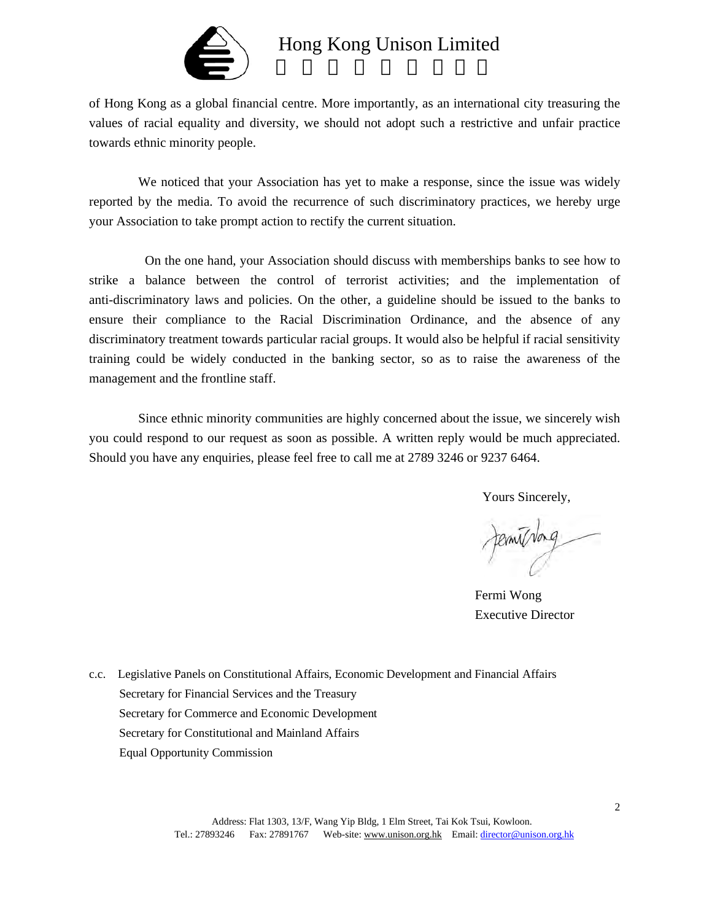of Hong Kong as a global financial centre. More importantly, as an international city treasuring the values of racial equality and diversity, we should not adopt such a restrictive and unfair practice towards ethnic minority people.

We noticed that your Association has yet to make a response, since the issue was widely reported by the media. To avoid the recurrence of such discriminatory practices, we hereby urge your Association to take prompt action to rectify the current situation.

On the one hand, your Association should discuss with memberships banks to see how to strike a balance between the control of terrorist activities; and the implementation of anti-discriminatory laws and policies. On the other, a guideline should be issued to the banks to ensure their compliance to the Racial Discrimination Ordinance, and the absence of any discriminatory treatment towards particular racial groups. It would also be helpful if racial sensitivity training could be widely conducted in the banking sector, so as to raise the awareness of the management and the frontline staff.

Since ethnic minority communities are highly concerned about the issue, we sincerely wish you could respond to our request as soon as possible. A written reply would be much appreciated. Should you have any enquiries, please feel free to call me at 2789 3246 or 9237 6464.

Yours Sincerely,

Fermi Wong
Executive Director

c.c. Legislative Panels on Constitutional Affairs, Economic Development and Financial Affairs
Secretary for Financial Services and the Treasury
Secretary for Commerce and Economic Development
Secretary for Constitutional and Mainland Affairs
Equal Opportunity Commission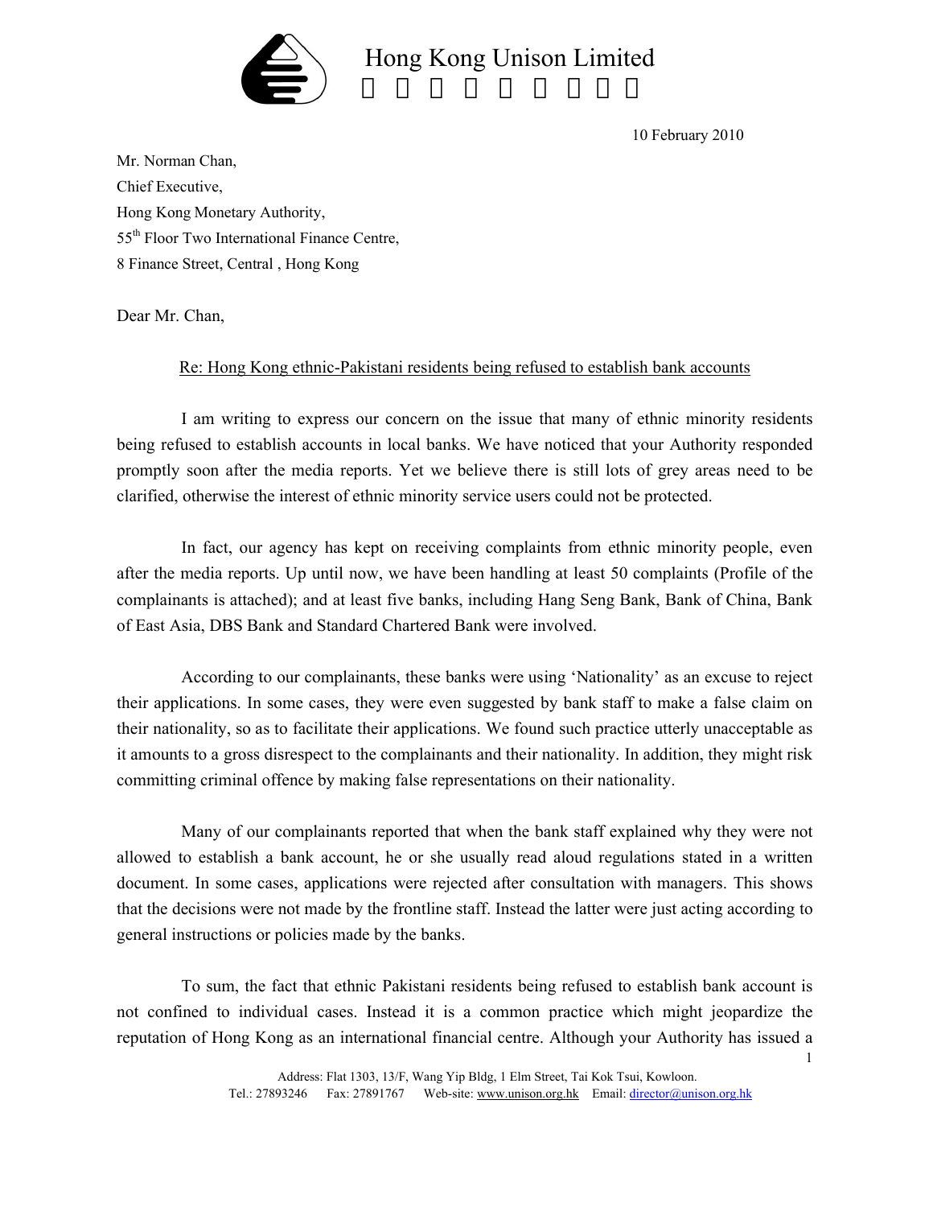# Hong Kong Unison Limited

10 February 2010

Mr. Norman Chan,
Chief Executive,
Hong Kong Monetary Authority,
55th Floor Two International Finance Centre,
8 Finance Street, Central , Hong Kong

Dear Mr. Chan,

Re: Hong Kong ethnic-Pakistani residents being refused to establish bank accounts

I am writing to express our concern on the issue that many of ethnic minority residents being refused to establish accounts in local banks. We have noticed that your Authority responded promptly soon after the media reports. Yet we believe there is still lots of grey areas need to be clarified, otherwise the interest of ethnic minority service users could not be protected.

In fact, our agency has kept on receiving complaints from ethnic minority people, even after the media reports. Up until now, we have been handling at least 50 complaints (Profile of the complainants is attached); and at least five banks, including Hang Seng Bank, Bank of China, Bank of East Asia, DBS Bank and Standard Chartered Bank were involved.

According to our complainants, these banks were using 'Nationality' as an excuse to reject their applications. In some cases, they were even suggested by bank staff to make a false claim on their nationality, so as to facilitate their applications. We found such practice utterly unacceptable as it amounts to a gross disrespect to the complainants and their nationality. In addition, they might risk committing criminal offence by making false representations on their nationality.

Many of our complainants reported that when the bank staff explained why they were not allowed to establish a bank account, he or she usually read aloud regulations stated in a written document. In some cases, applications were rejected after consultation with managers. This shows that the decisions were not made by the frontline staff. Instead the latter were just acting according to general instructions or policies made by the banks.

To sum, the fact that ethnic Pakistani residents being refused to establish bank account is not confined to individual cases. Instead it is a common practice which might jeopardize the reputation of Hong Kong as an international financial centre. Although your Authority has issued a

Address: Flat 1303, 13/F, Wang Yip Bldg, 1 Elm Street, Tai Kok Tsui, Kowloon.
Tel.: 27893246 Fax: 27891767 Web-site: www.unison.org.hk Email: director@unison.org.hk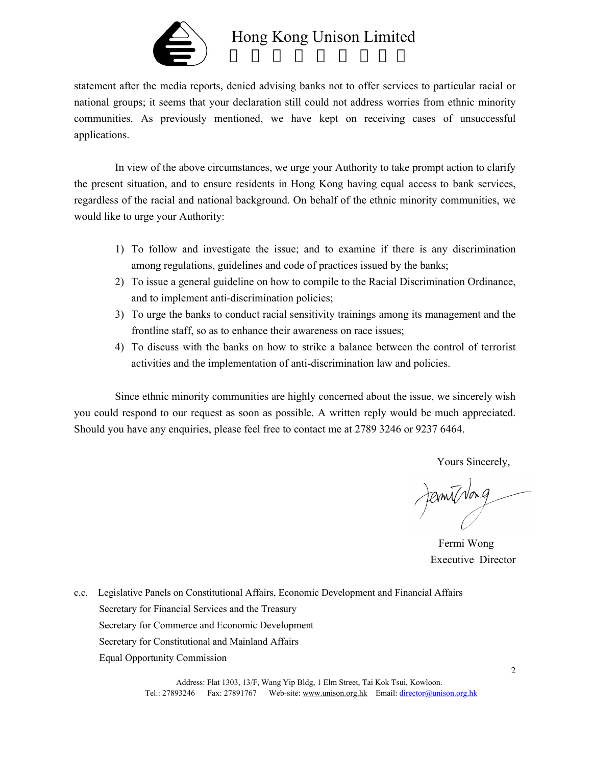statement after the media reports, denied advising banks not to offer services to particular racial or national groups; it seems that your declaration still could not address worries from ethnic minority communities. As previously mentioned, we have kept on receiving cases of unsuccessful applications.

In view of the above circumstances, we urge your Authority to take prompt action to clarify the present situation, and to ensure residents in Hong Kong having equal access to bank services, regardless of the racial and national background. On behalf of the ethnic minority communities, we would like to urge your Authority:

1) To follow and investigate the issue; and to examine if there is any discrimination among regulations, guidelines and code of practices issued by the banks;
2) To issue a general guideline on how to compile to the Racial Discrimination Ordinance, and to implement anti-discrimination policies;
3) To urge the banks to conduct racial sensitivity trainings among its management and the frontline staff, so as to enhance their awareness on race issues;
4) To discuss with the banks on how to strike a balance between the control of terrorist activities and the implementation of anti-discrimination law and policies.

Since ethnic minority communities are highly concerned about the issue, we sincerely wish you could respond to our request as soon as possible. A written reply would be much appreciated. Should you have any enquiries, please feel free to contact me at 2789 3246 or 9237 6464.

Yours Sincerely,

Fermi Wong
Executive Director

c.c. Legislative Panels on Constitutional Affairs, Economic Development and Financial Affairs
Secretary for Financial Services and the Treasury
Secretary for Commerce and Economic Development
Secretary for Constitutional and Mainland Affairs
Equal Opportunity Commission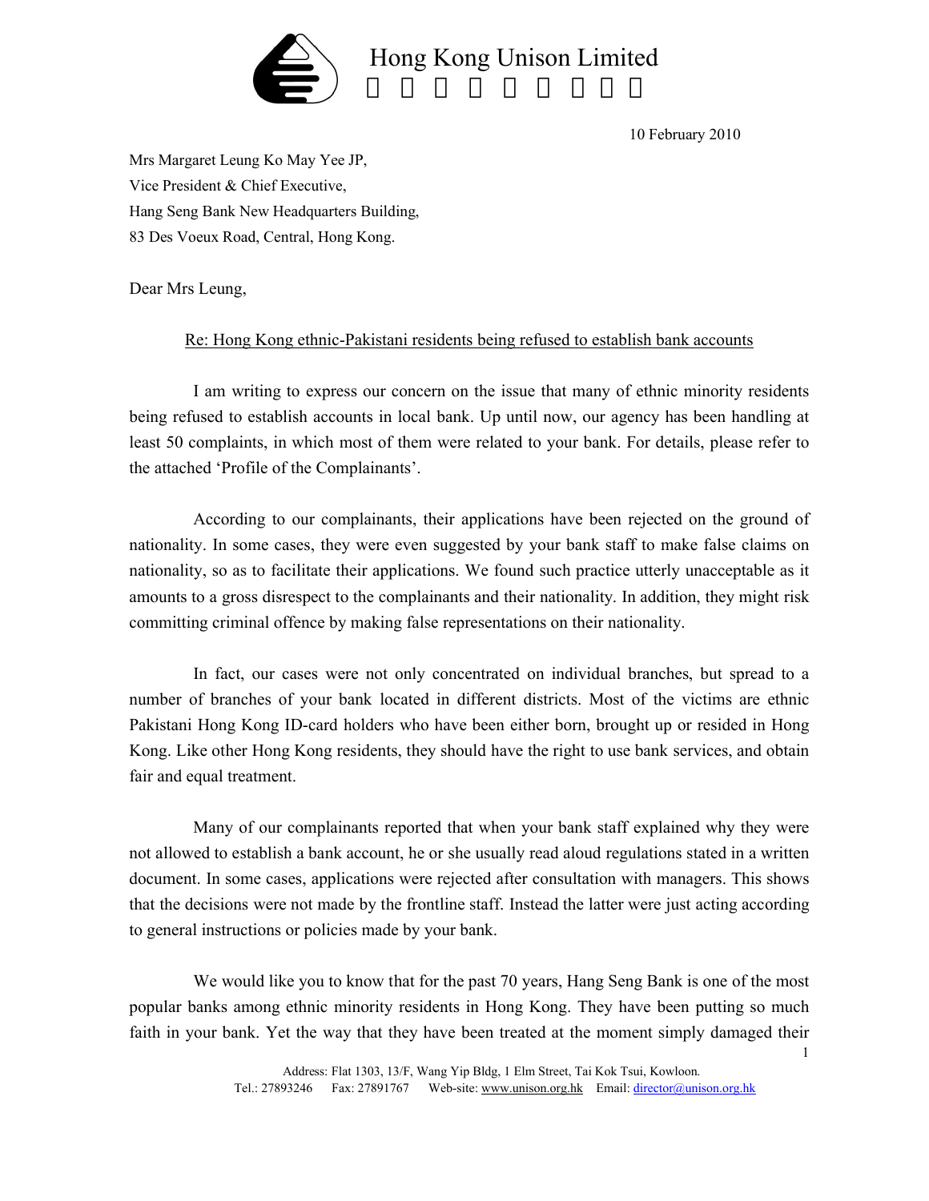Hong Kong Unison Limited

10 February 2010

Mrs Margaret Leung Ko May Yee JP,
Vice President & Chief Executive,
Hang Seng Bank New Headquarters Building,
83 Des Voeux Road, Central, Hong Kong.

Dear Mrs Leung,

Re: Hong Kong ethnic-Pakistani residents being refused to establish bank accounts

I am writing to express our concern on the issue that many of ethnic minority residents being refused to establish accounts in local bank. Up until now, our agency has been handling at least 50 complaints, in which most of them were related to your bank. For details, please refer to the attached 'Profile of the Complainants'.

According to our complainants, their applications have been rejected on the ground of nationality. In some cases, they were even suggested by your bank staff to make false claims on nationality, so as to facilitate their applications. We found such practice utterly unacceptable as it amounts to a gross disrespect to the complainants and their nationality. In addition, they might risk committing criminal offence by making false representations on their nationality.

In fact, our cases were not only concentrated on individual branches, but spread to a number of branches of your bank located in different districts. Most of the victims are ethnic Pakistani Hong Kong ID-card holders who have been either born, brought up or resided in Hong Kong. Like other Hong Kong residents, they should have the right to use bank services, and obtain fair and equal treatment.

Many of our complainants reported that when your bank staff explained why they were not allowed to establish a bank account, he or she usually read aloud regulations stated in a written document. In some cases, applications were rejected after consultation with managers. This shows that the decisions were not made by the frontline staff. Instead the latter were just acting according to general instructions or policies made by your bank.

We would like you to know that for the past 70 years, Hang Seng Bank is one of the most popular banks among ethnic minority residents in Hong Kong. They have been putting so much faith in your bank. Yet the way that they have been treated at the moment simply damaged their

Address: Flat 1303, 13/F, Wang Yip Bldg, 1 Elm Street, Tai Kok Tsui, Kowloon.
Tel.: 27893246 Fax: 27891767 Web-site: www.unison.org.hk Email: director@unison.org.hk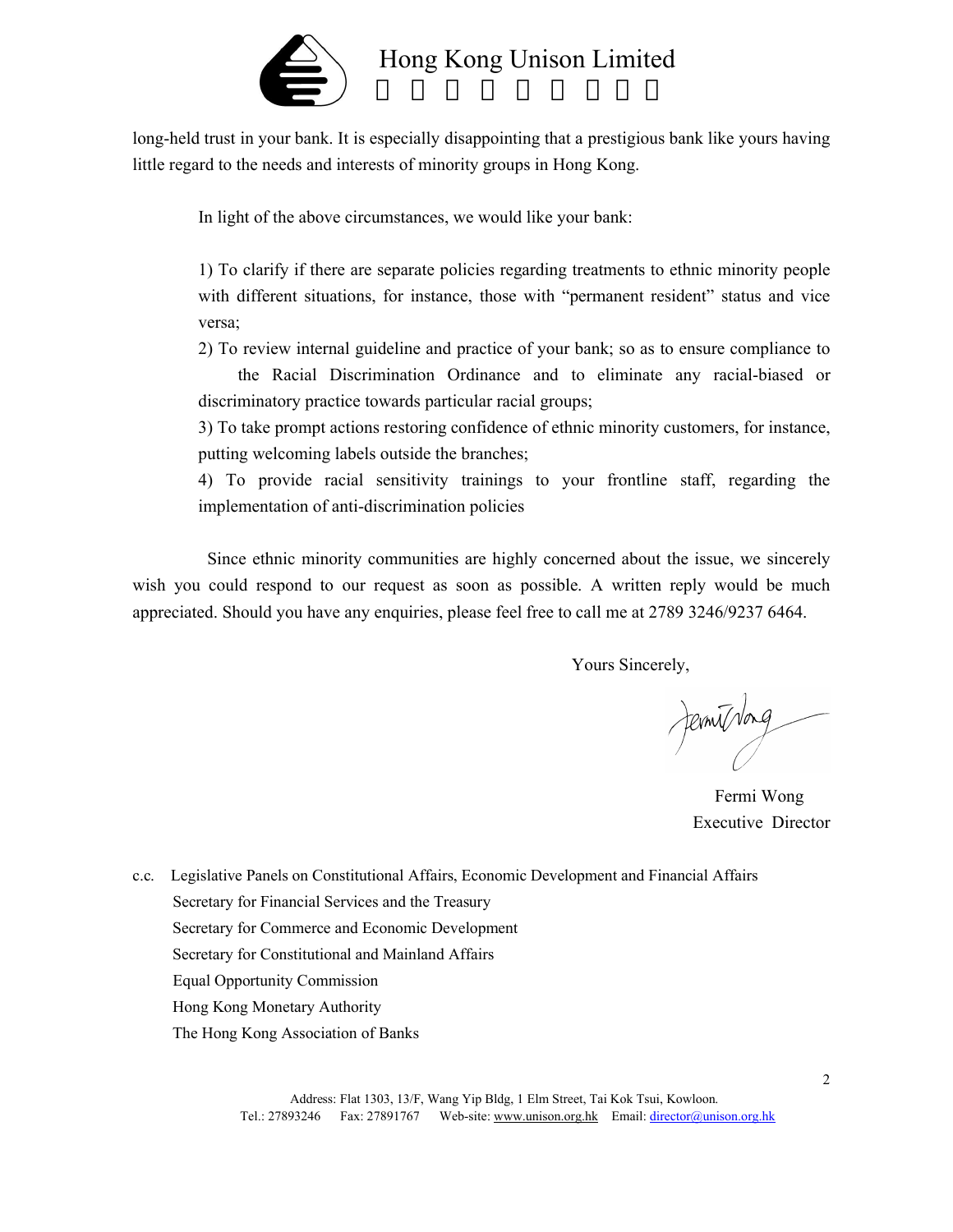long-held trust in your bank. It is especially disappointing that a prestigious bank like yours having little regard to the needs and interests of minority groups in Hong Kong.

In light of the above circumstances, we would like your bank:

1) To clarify if there are separate policies regarding treatments to ethnic minority people with different situations, for instance, those with "permanent resident" status and vice versa;

2) To review internal guideline and practice of your bank; so as to ensure compliance to the Racial Discrimination Ordinance and to eliminate any racial-biased or discriminatory practice towards particular racial groups;

3) To take prompt actions restoring confidence of ethnic minority customers, for instance, putting welcoming labels outside the branches;

4) To provide racial sensitivity trainings to your frontline staff, regarding the implementation of anti-discrimination policies

Since ethnic minority communities are highly concerned about the issue, we sincerely wish you could respond to our request as soon as possible. A written reply would be much appreciated. Should you have any enquiries, please feel free to call me at 2789 3246/9237 6464.

Yours Sincerely,

Fermi Wong
Executive Director

c.c. Legislative Panels on Constitutional Affairs, Economic Development and Financial Affairs
Secretary for Financial Services and the Treasury
Secretary for Commerce and Economic Development
Secretary for Constitutional and Mainland Affairs
Equal Opportunity Commission
Hong Kong Monetary Authority
The Hong Kong Association of Banks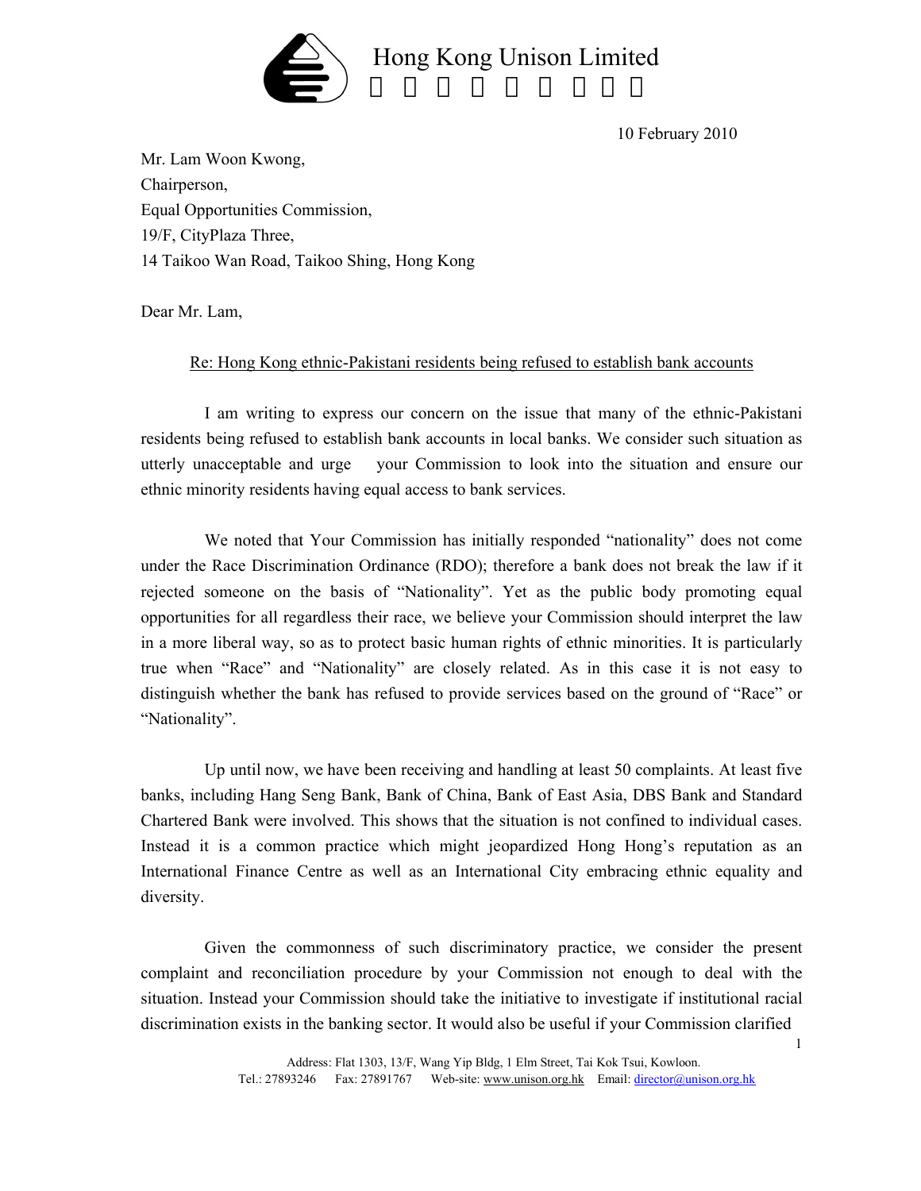Hong Kong Unison Limited

10 February 2010

Mr. Lam Woon Kwong,
Chairperson,
Equal Opportunities Commission,
19/F, CityPlaza Three,
14 Taikoo Wan Road, Taikoo Shing, Hong Kong

Dear Mr. Lam,

Re: Hong Kong ethnic-Pakistani residents being refused to establish bank accounts

I am writing to express our concern on the issue that many of the ethnic-Pakistani residents being refused to establish bank accounts in local banks. We consider such situation as utterly unacceptable and urge your Commission to look into the situation and ensure our ethnic minority residents having equal access to bank services.

We noted that Your Commission has initially responded "nationality" does not come under the Race Discrimination Ordinance (RDO); therefore a bank does not break the law if it rejected someone on the basis of "Nationality". Yet as the public body promoting equal opportunities for all regardless their race, we believe your Commission should interpret the law in a more liberal way, so as to protect basic human rights of ethnic minorities. It is particularly true when "Race" and "Nationality" are closely related. As in this case it is not easy to distinguish whether the bank has refused to provide services based on the ground of "Race" or "Nationality".

Up until now, we have been receiving and handling at least 50 complaints. At least five banks, including Hang Seng Bank, Bank of China, Bank of East Asia, DBS Bank and Standard Chartered Bank were involved. This shows that the situation is not confined to individual cases. Instead it is a common practice which might jeopardized Hong Hong's reputation as an International Finance Centre as well as an International City embracing ethnic equality and diversity.

Given the commonness of such discriminatory practice, we consider the present complaint and reconciliation procedure by your Commission not enough to deal with the situation. Instead your Commission should take the initiative to investigate if institutional racial discrimination exists in the banking sector. It would also be useful if your Commission clarified

Address: Flat 1303, 13/F, Wang Yip Bldg, 1 Elm Street, Tai Kok Tsui, Kowloon.
Tel.: 27893246 Fax: 27891767 Web-site: www.unison.org.hk Email: director@unison.org.hk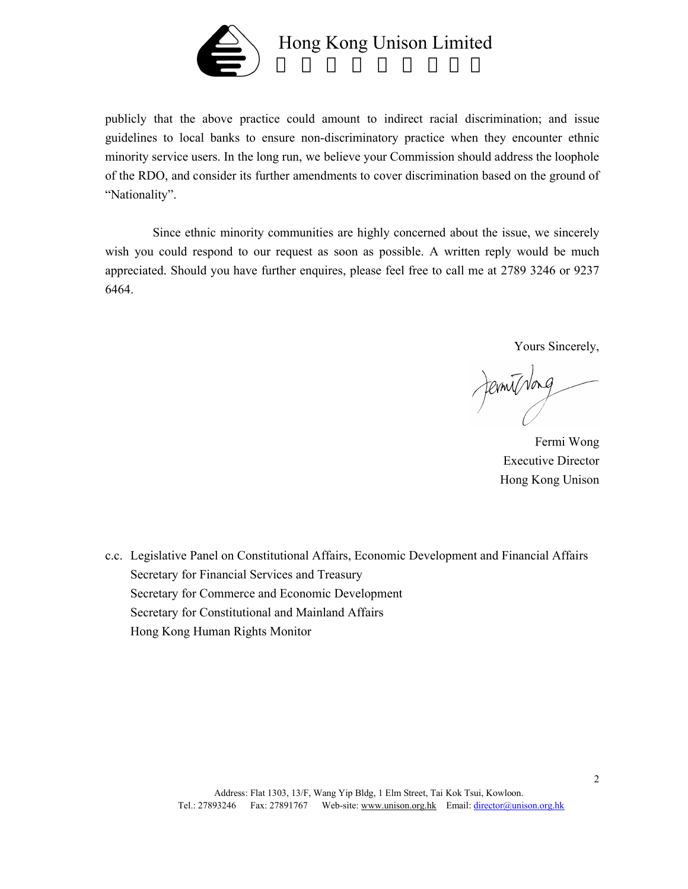publicly that the above practice could amount to indirect racial discrimination; and issue guidelines to local banks to ensure non-discriminatory practice when they encounter ethnic minority service users. In the long run, we believe your Commission should address the loophole of the RDO, and consider its further amendments to cover discrimination based on the ground of "Nationality".

Since ethnic minority communities are highly concerned about the issue, we sincerely wish you could respond to our request as soon as possible. A written reply would be much appreciated. Should you have further enquires, please feel free to call me at 2789 3246 or 9237 6464.

Yours Sincerely,

Fermi Wong
Executive Director
Hong Kong Unison

c.c. Legislative Panel on Constitutional Affairs, Economic Development and Financial Affairs
Secretary for Financial Services and Treasury
Secretary for Commerce and Economic Development
Secretary for Constitutional and Mainland Affairs
Hong Kong Human Rights Monitor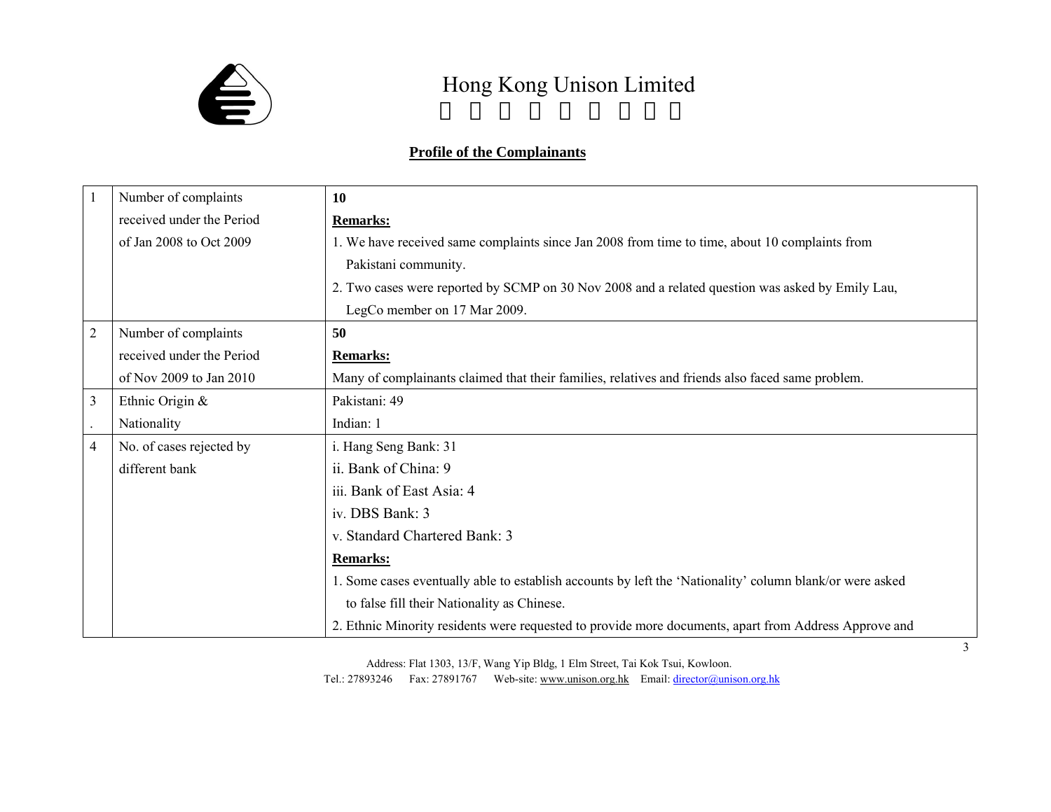Hong Kong Unison Limited

## Profile of the Complainants

| | | |
|---|---|---|
| 1 | Number of complaints received under the Period of Jan 2008 to Oct 2009 | **10**<br>**Remarks:**<br>1. We have received same complaints since Jan 2008 from time to time, about 10 complaints from Pakistani community.<br>2. Two cases were reported by SCMP on 30 Nov 2008 and a related question was asked by Emily Lau, LegCo member on 17 Mar 2009. |
| 2 | Number of complaints received under the Period of Nov 2009 to Jan 2010 | **50**<br>**Remarks:**<br>Many of complainants claimed that their families, relatives and friends also faced same problem. |
| 3. | Ethnic Origin & Nationality | Pakistani: 49<br>Indian: 1 |
| 4 | No. of cases rejected by different bank | i. Hang Seng Bank: 31<br>ii. Bank of China: 9<br>iii. Bank of East Asia: 4<br>iv. DBS Bank: 3<br>v. Standard Chartered Bank: 3<br>**Remarks:**<br>1. Some cases eventually able to establish accounts by left the 'Nationality' column blank/or were asked to false fill their Nationality as Chinese.<br>2. Ethnic Minority residents were requested to provide more documents, apart from Address Approve and |

Address: Flat 1303, 13/F, Wang Yip Bldg, 1 Elm Street, Tai Kok Tsui, Kowloon.
Tel.: 27893246 Fax: 27891767 Web-site: www.unison.org.hk Email: director@unison.org.hk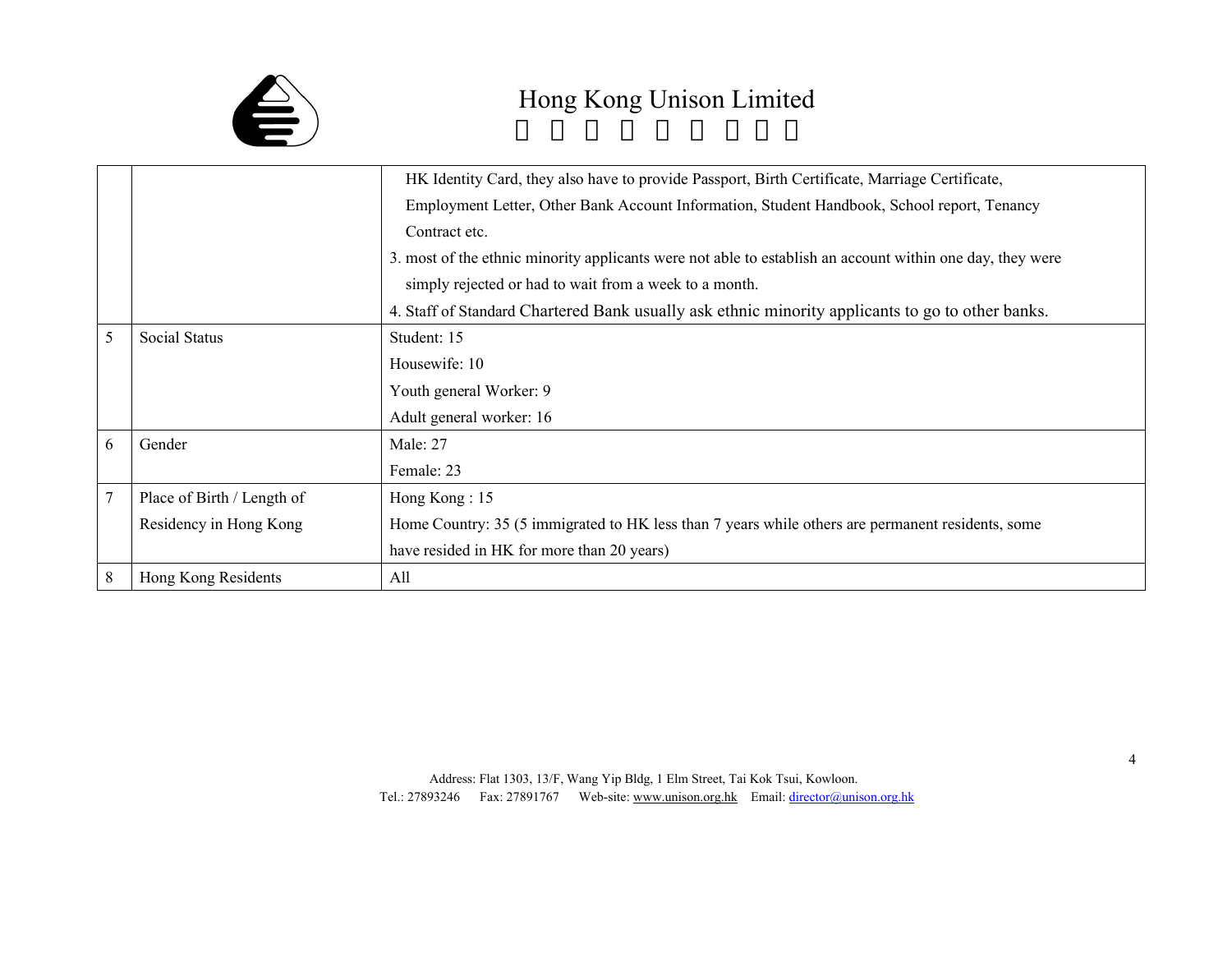| | | |
|---|---|---|
| | | HK Identity Card, they also have to provide Passport, Birth Certificate, Marriage Certificate, Employment Letter, Other Bank Account Information, Student Handbook, School report, Tenancy Contract etc.<br>3. most of the ethnic minority applicants were not able to establish an account within one day, they were simply rejected or had to wait from a week to a month.<br>4. Staff of Standard Chartered Bank usually ask ethnic minority applicants to go to other banks. |
| 5 | Social Status | Student: 15<br>Housewife: 10<br>Youth general Worker: 9<br>Adult general worker: 16 |
| 6 | Gender | Male: 27<br>Female: 23 |
| 7 | Place of Birth / Length of Residency in Hong Kong | Hong Kong : 15<br>Home Country: 35 (5 immigrated to HK less than 7 years while others are permanent residents, some have resided in HK for more than 20 years) |
| 8 | Hong Kong Residents | All |